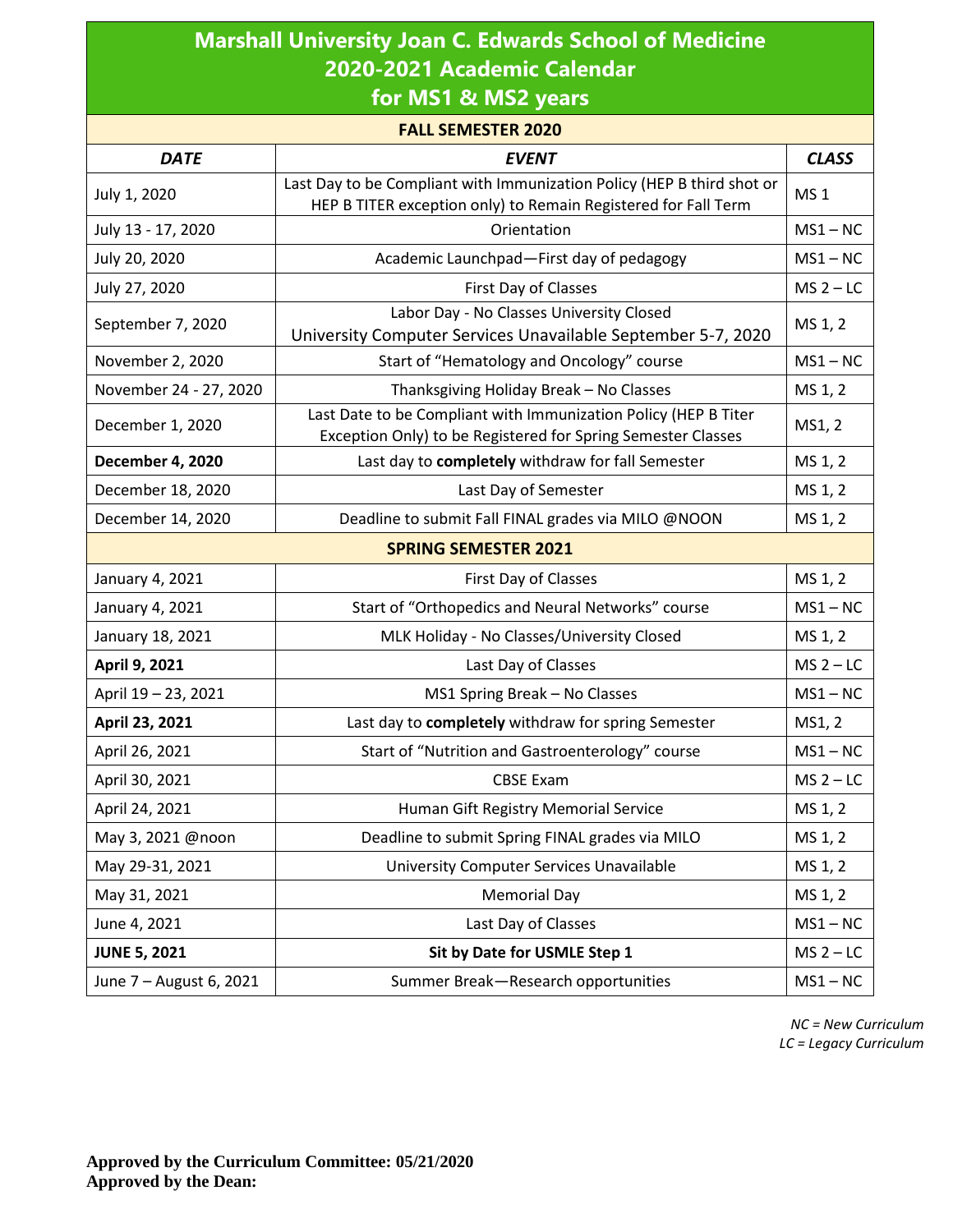# Marshall University Joan C. Edwards School of Medicine 2020-2021 Academic Calendar for MS1 & MS2 years

| DATE | EVENT | CLASS |
|---|---|---|
| **FALL SEMESTER 2020** | | |
| July 1, 2020 | Last Day to be Compliant with Immunization Policy (HEP B third shot or HEP B TITER exception only) to Remain Registered for Fall Term | MS 1 |
| July 13 - 17, 2020 | Orientation | MS1 – NC |
| July 20, 2020 | Academic Launchpad—First day of pedagogy | MS1 – NC |
| July 27, 2020 | First Day of Classes | MS 2 – LC |
| September 7, 2020 | Labor Day - No Classes University Closed<br>University Computer Services Unavailable September 5-7, 2020 | MS 1, 2 |
| November 2, 2020 | Start of "Hematology and Oncology" course | MS1 – NC |
| November 24 - 27, 2020 | Thanksgiving Holiday Break – No Classes | MS 1, 2 |
| December 1, 2020 | Last Date to be Compliant with Immunization Policy (HEP B Titer Exception Only) to be Registered for Spring Semester Classes | MS1, 2 |
| **December 4, 2020** | Last day to **completely** withdraw for fall Semester | MS 1, 2 |
| December 18, 2020 | Last Day of Semester | MS 1, 2 |
| December 14, 2020 | Deadline to submit Fall FINAL grades via MILO @NOON | MS 1, 2 |
| **SPRING SEMESTER 2021** | | |
| January 4, 2021 | First Day of Classes | MS 1, 2 |
| January 4, 2021 | Start of "Orthopedics and Neural Networks" course | MS1 – NC |
| January 18, 2021 | MLK Holiday - No Classes/University Closed | MS 1, 2 |
| **April 9, 2021** | Last Day of Classes | MS 2 – LC |
| April 19 – 23, 2021 | MS1 Spring Break – No Classes | MS1 – NC |
| **April 23, 2021** | Last day to **completely** withdraw for spring Semester | MS1, 2 |
| April 26, 2021 | Start of "Nutrition and Gastroenterology" course | MS1 – NC |
| April 30, 2021 | CBSE Exam | MS 2 – LC |
| April 24, 2021 | Human Gift Registry Memorial Service | MS 1, 2 |
| May 3, 2021 @noon | Deadline to submit Spring FINAL grades via MILO | MS 1, 2 |
| May 29-31, 2021 | University Computer Services Unavailable | MS 1, 2 |
| May 31, 2021 | Memorial Day | MS 1, 2 |
| June 4, 2021 | Last Day of Classes | MS1 – NC |
| **JUNE 5, 2021** | **Sit by Date for USMLE Step 1** | MS 2 – LC |
| June 7 – August 6, 2021 | Summer Break—Research opportunities | MS1 – NC |

*NC = New Curriculum*
*LC = Legacy Curriculum*

**Approved by the Curriculum Committee: 05/21/2020**
**Approved by the Dean:**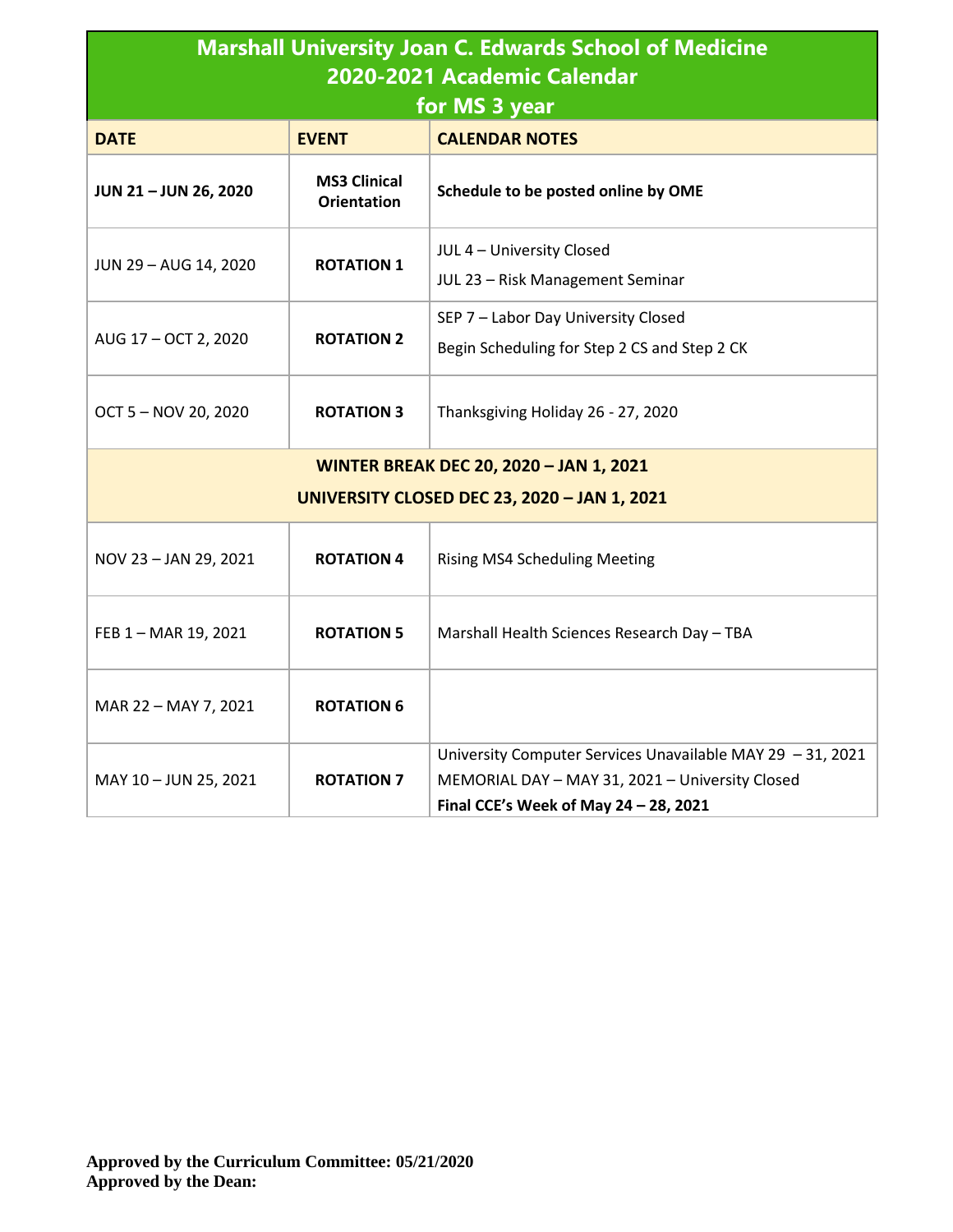# Marshall University Joan C. Edwards School of Medicine
## 2020-2021 Academic Calendar
## for MS 3 year

| DATE | EVENT | CALENDAR NOTES |
|---|---|---|
| **JUN 21 – JUN 26, 2020** | **MS3 Clinical Orientation** | **Schedule to be posted online by OME** |
| JUN 29 – AUG 14, 2020 | **ROTATION 1** | JUL 4 – University Closed<br>JUL 23 – Risk Management Seminar |
| AUG 17 – OCT 2, 2020 | **ROTATION 2** | SEP 7 – Labor Day University Closed<br>Begin Scheduling for Step 2 CS and Step 2 CK |
| OCT 5 – NOV 20, 2020 | **ROTATION 3** | Thanksgiving Holiday 26 - 27, 2020 |
| **WINTER BREAK DEC 20, 2020 – JAN 1, 2021**<br>**UNIVERSITY CLOSED DEC 23, 2020 – JAN 1, 2021** | | |
| NOV 23 – JAN 29, 2021 | **ROTATION 4** | Rising MS4 Scheduling Meeting |
| FEB 1 – MAR 19, 2021 | **ROTATION 5** | Marshall Health Sciences Research Day – TBA |
| MAR 22 – MAY 7, 2021 | **ROTATION 6** | |
| MAY 10 – JUN 25, 2021 | **ROTATION 7** | University Computer Services Unavailable MAY 29 – 31, 2021<br>MEMORIAL DAY – MAY 31, 2021 – University Closed<br>**Final CCE's Week of May 24 – 28, 2021** |

**Approved by the Curriculum Committee: 05/21/2020**
**Approved by the Dean:**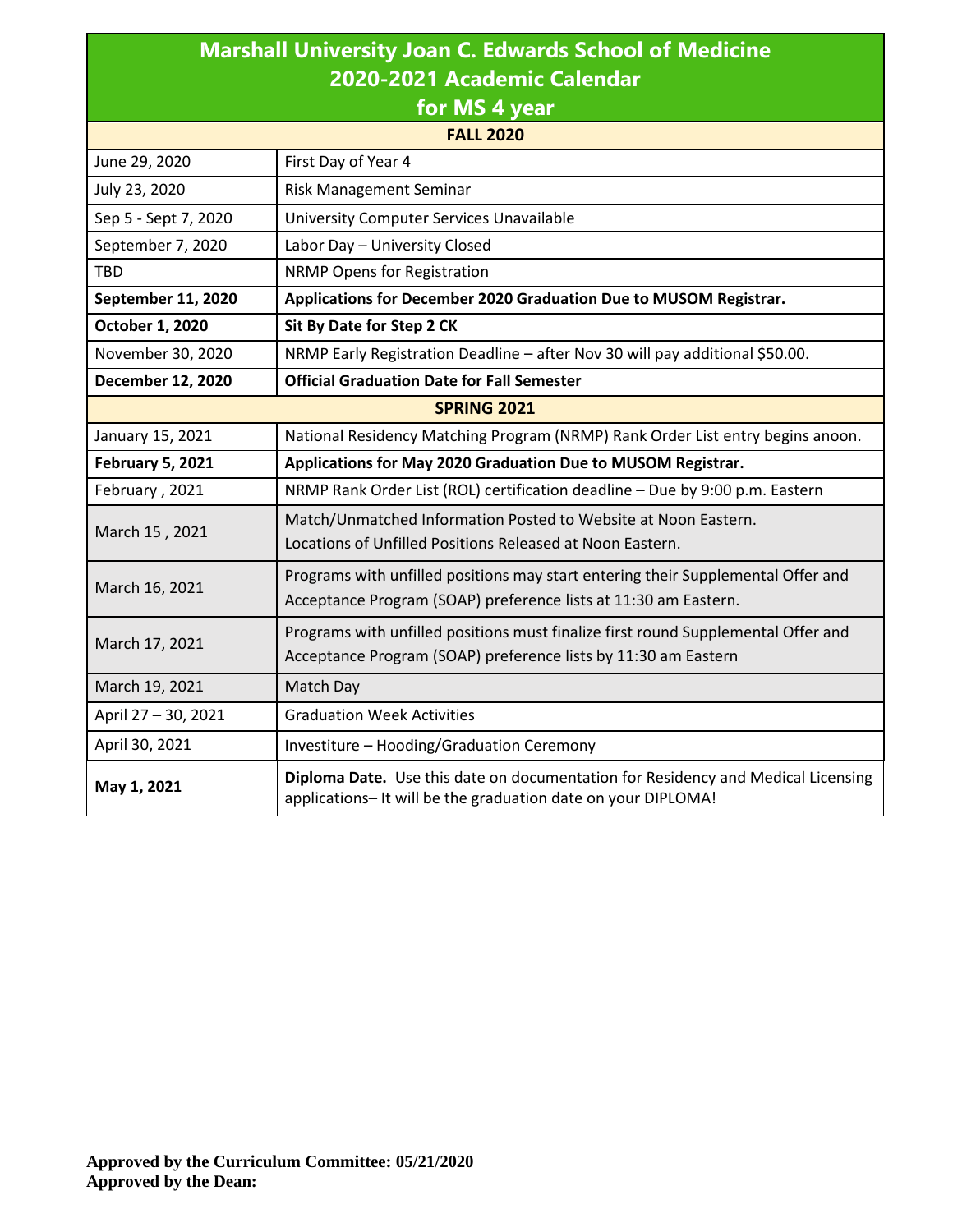# Marshall University Joan C. Edwards School of Medicine
## 2020-2021 Academic Calendar
## for MS 4 year

| | |
|---|---|
| **FALL 2020** | |
| June 29, 2020 | First Day of Year 4 |
| July 23, 2020 | Risk Management Seminar |
| Sep 5 - Sept 7, 2020 | University Computer Services Unavailable |
| September 7, 2020 | Labor Day – University Closed |
| TBD | NRMP Opens for Registration |
| **September 11, 2020** | **Applications for December 2020 Graduation Due to MUSOM Registrar.** |
| **October 1, 2020** | **Sit By Date for Step 2 CK** |
| November 30, 2020 | NRMP Early Registration Deadline – after Nov 30 will pay additional $50.00. |
| **December 12, 2020** | **Official Graduation Date for Fall Semester** |
| **SPRING 2021** | |
| January 15, 2021 | National Residency Matching Program (NRMP) Rank Order List entry begins anoon. |
| **February 5, 2021** | **Applications for May 2020 Graduation Due to MUSOM Registrar.** |
| February , 2021 | NRMP Rank Order List (ROL) certification deadline – Due by 9:00 p.m. Eastern |
| March 15 , 2021 | Match/Unmatched Information Posted to Website at Noon Eastern.<br>Locations of Unfilled Positions Released at Noon Eastern. |
| March 16, 2021 | Programs with unfilled positions may start entering their Supplemental Offer and Acceptance Program (SOAP) preference lists at 11:30 am Eastern. |
| March 17, 2021 | Programs with unfilled positions must finalize first round Supplemental Offer and Acceptance Program (SOAP) preference lists by 11:30 am Eastern |
| March 19, 2021 | Match Day |
| April 27 – 30, 2021 | Graduation Week Activities |
| April 30, 2021 | Investiture – Hooding/Graduation Ceremony |
| **May 1, 2021** | **Diploma Date.** Use this date on documentation for Residency and Medical Licensing applications– It will be the graduation date on your DIPLOMA! |

**Approved by the Curriculum Committee: 05/21/2020**
**Approved by the Dean:**